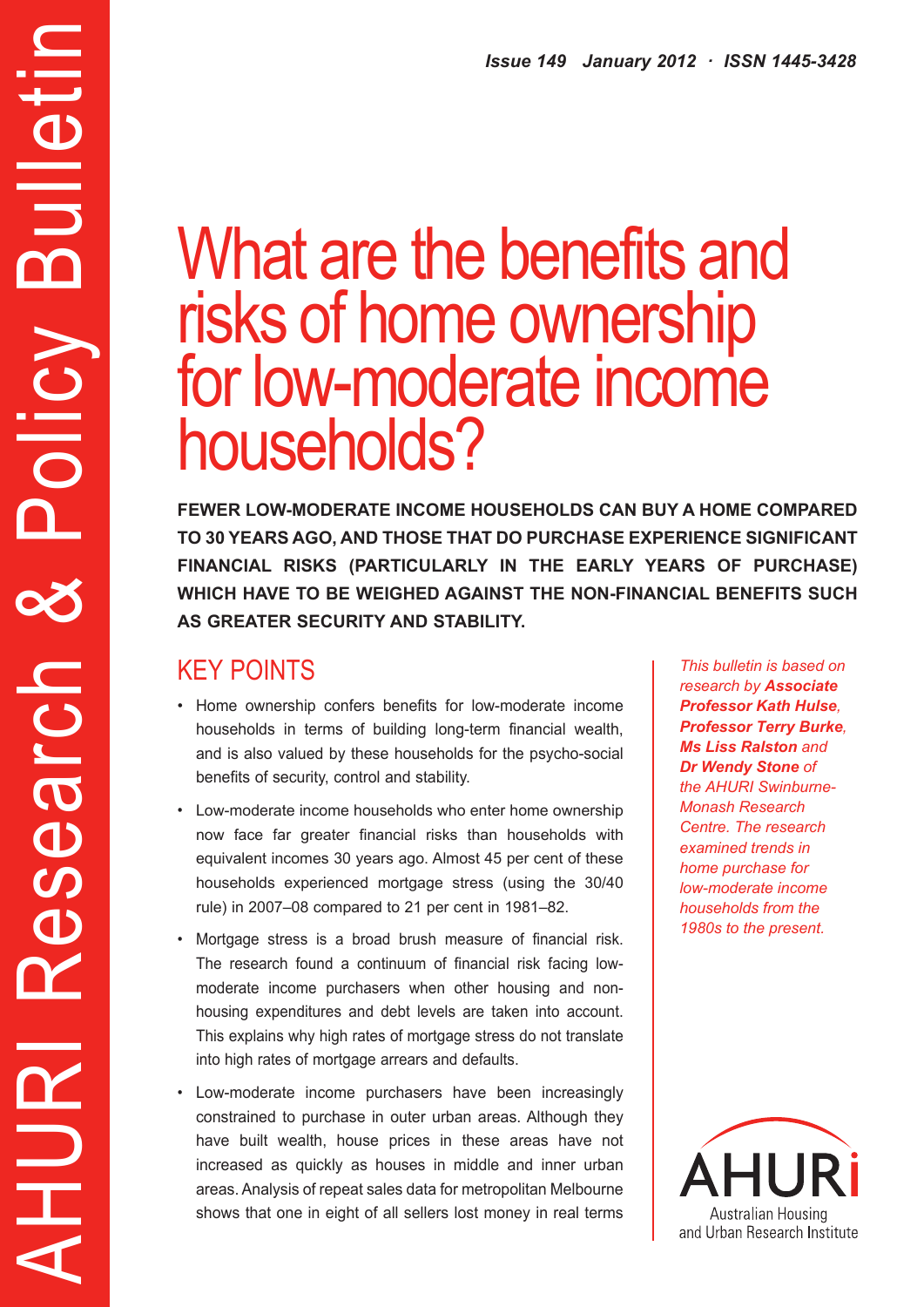AHURI Research & Policy Bulletin

*Issue 149 January 2012 · ISSN 1445-3428*

# What are the benefits and risks of home ownership for low-moderate income households?

**FEWER LOW-MODERATE INCOME HOUSEHOLDS CAN BUY A HOME COMPARED TO 30 YEARS AGO, AND THOSE THAT DO PURCHASE EXPERIENCE SIGNIFICANT FINANCIAL RISKS (PARTICULARLY IN THE EARLY YEARS OF PURCHASE) WHICH HAVE TO BE WEIGHED AGAINST THE NON-FINANCIAL BENEFITS SUCH AS GREATER SECURITY AND STABILITY.**

## KEY POINTS

- Home ownership confers benefits for low-moderate income households in terms of building long-term financial wealth, and is also valued by these households for the psycho-social benefits of security, control and stability.
- Low-moderate income households who enter home ownership now face far greater financial risks than households with equivalent incomes 30 years ago. Almost 45 per cent of these households experienced mortgage stress (using the 30/40 rule) in 2007–08 compared to 21 per cent in 1981–82.
- Mortgage stress is a broad brush measure of financial risk. The research found a continuum of financial risk facing low-moderate income purchasers when other housing and non-housing expenditures and debt levels are taken into account. This explains why high rates of mortgage stress do not translate into high rates of mortgage arrears and defaults.
- Low-moderate income purchasers have been increasingly constrained to purchase in outer urban areas. Although they have built wealth, house prices in these areas have not increased as quickly as houses in middle and inner urban areas. Analysis of repeat sales data for metropolitan Melbourne shows that one in eight of all sellers lost money in real terms

*This bulletin is based on research by **Associate Professor Kath Hulse**, **Professor Terry Burke**, **Ms Liss Ralston** and **Dr Wendy Stone** of the AHURI Swinburne-Monash Research Centre. The research examined trends in home purchase for low-moderate income households from the 1980s to the present.*

AHURI
Australian Housing and Urban Research Institute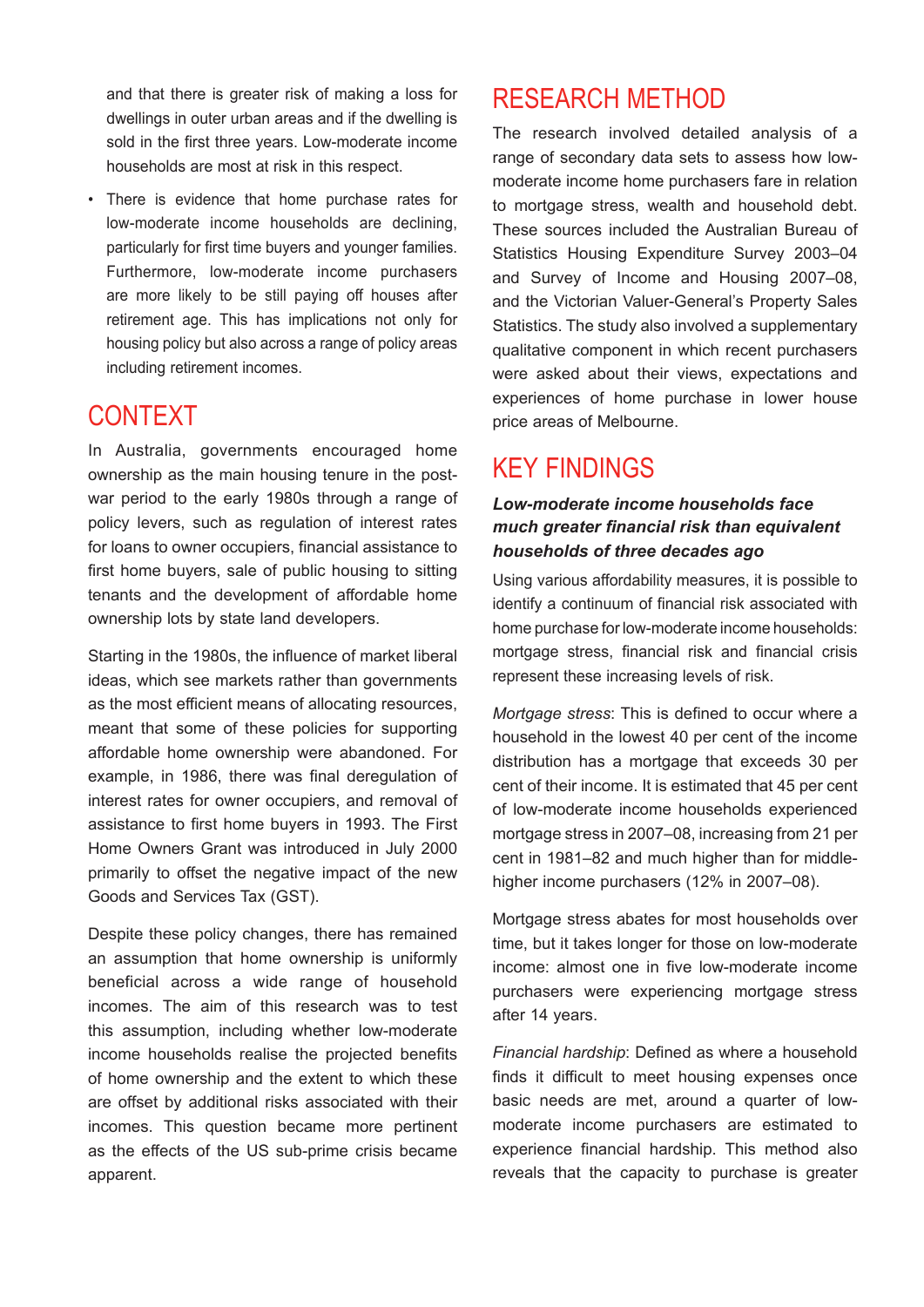and that there is greater risk of making a loss for dwellings in outer urban areas and if the dwelling is sold in the first three years. Low-moderate income households are most at risk in this respect.

- There is evidence that home purchase rates for low-moderate income households are declining, particularly for first time buyers and younger families. Furthermore, low-moderate income purchasers are more likely to be still paying off houses after retirement age. This has implications not only for housing policy but also across a range of policy areas including retirement incomes.

## CONTEXT

In Australia, governments encouraged home ownership as the main housing tenure in the post-war period to the early 1980s through a range of policy levers, such as regulation of interest rates for loans to owner occupiers, financial assistance to first home buyers, sale of public housing to sitting tenants and the development of affordable home ownership lots by state land developers.

Starting in the 1980s, the influence of market liberal ideas, which see markets rather than governments as the most efficient means of allocating resources, meant that some of these policies for supporting affordable home ownership were abandoned. For example, in 1986, there was final deregulation of interest rates for owner occupiers, and removal of assistance to first home buyers in 1993. The First Home Owners Grant was introduced in July 2000 primarily to offset the negative impact of the new Goods and Services Tax (GST).

Despite these policy changes, there has remained an assumption that home ownership is uniformly beneficial across a wide range of household incomes. The aim of this research was to test this assumption, including whether low-moderate income households realise the projected benefits of home ownership and the extent to which these are offset by additional risks associated with their incomes. This question became more pertinent as the effects of the US sub-prime crisis became apparent.

## RESEARCH METHOD

The research involved detailed analysis of a range of secondary data sets to assess how low-moderate income home purchasers fare in relation to mortgage stress, wealth and household debt. These sources included the Australian Bureau of Statistics Housing Expenditure Survey 2003–04 and Survey of Income and Housing 2007–08, and the Victorian Valuer-General's Property Sales Statistics. The study also involved a supplementary qualitative component in which recent purchasers were asked about their views, expectations and experiences of home purchase in lower house price areas of Melbourne.

## KEY FINDINGS

### *Low-moderate income households face much greater financial risk than equivalent households of three decades ago*

Using various affordability measures, it is possible to identify a continuum of financial risk associated with home purchase for low-moderate income households: mortgage stress, financial risk and financial crisis represent these increasing levels of risk.

*Mortgage stress*: This is defined to occur where a household in the lowest 40 per cent of the income distribution has a mortgage that exceeds 30 per cent of their income. It is estimated that 45 per cent of low-moderate income households experienced mortgage stress in 2007–08, increasing from 21 per cent in 1981–82 and much higher than for middle-higher income purchasers (12% in 2007–08).

Mortgage stress abates for most households over time, but it takes longer for those on low-moderate income: almost one in five low-moderate income purchasers were experiencing mortgage stress after 14 years.

*Financial hardship*: Defined as where a household finds it difficult to meet housing expenses once basic needs are met, around a quarter of low-moderate income purchasers are estimated to experience financial hardship. This method also reveals that the capacity to purchase is greater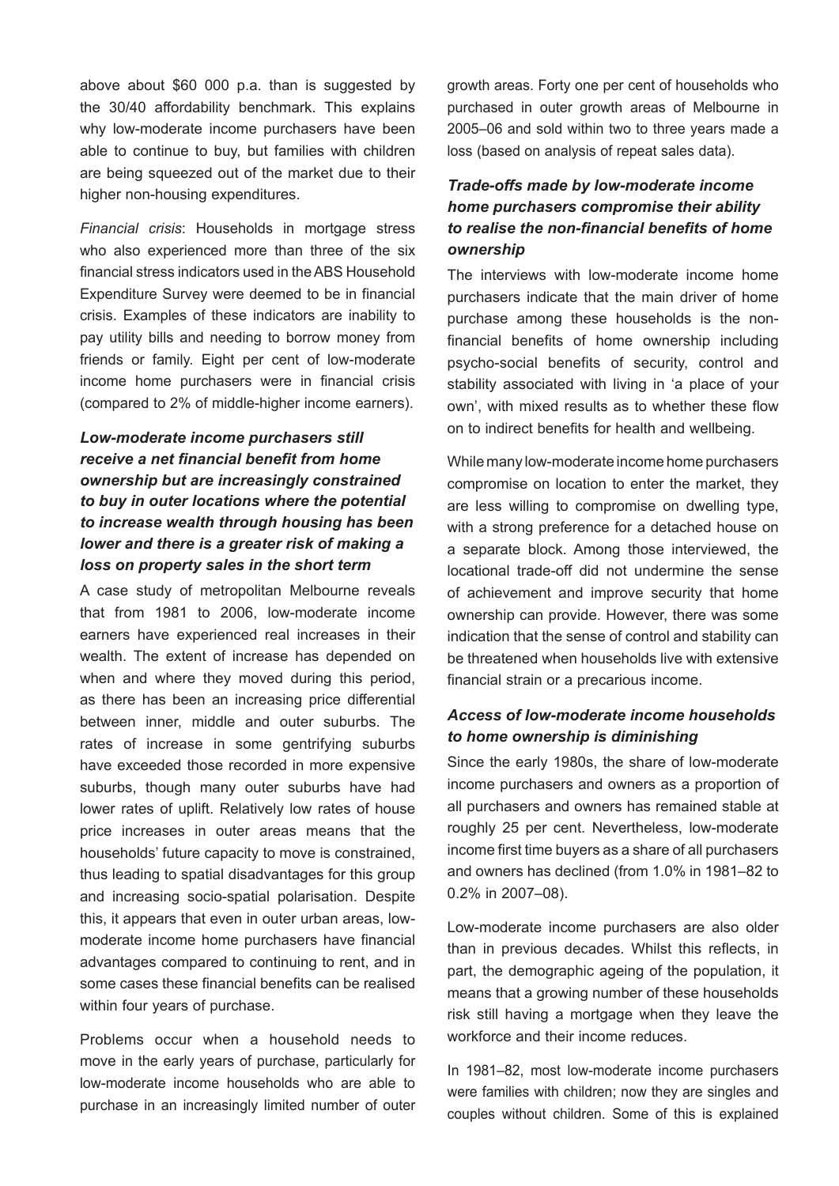above about $60 000 p.a. than is suggested by the 30/40 affordability benchmark. This explains why low-moderate income purchasers have been able to continue to buy, but families with children are being squeezed out of the market due to their higher non-housing expenditures.

*Financial crisis*: Households in mortgage stress who also experienced more than three of the six financial stress indicators used in the ABS Household Expenditure Survey were deemed to be in financial crisis. Examples of these indicators are inability to pay utility bills and needing to borrow money from friends or family. Eight per cent of low-moderate income home purchasers were in financial crisis (compared to 2% of middle-higher income earners).

### *Low-moderate income purchasers still receive a net financial benefit from home ownership but are increasingly constrained to buy in outer locations where the potential to increase wealth through housing has been lower and there is a greater risk of making a loss on property sales in the short term*

A case study of metropolitan Melbourne reveals that from 1981 to 2006, low-moderate income earners have experienced real increases in their wealth. The extent of increase has depended on when and where they moved during this period, as there has been an increasing price differential between inner, middle and outer suburbs. The rates of increase in some gentrifying suburbs have exceeded those recorded in more expensive suburbs, though many outer suburbs have had lower rates of uplift. Relatively low rates of house price increases in outer areas means that the households' future capacity to move is constrained, thus leading to spatial disadvantages for this group and increasing socio-spatial polarisation. Despite this, it appears that even in outer urban areas, low-moderate income home purchasers have financial advantages compared to continuing to rent, and in some cases these financial benefits can be realised within four years of purchase.

Problems occur when a household needs to move in the early years of purchase, particularly for low-moderate income households who are able to purchase in an increasingly limited number of outer growth areas. Forty one per cent of households who purchased in outer growth areas of Melbourne in 2005–06 and sold within two to three years made a loss (based on analysis of repeat sales data).

### *Trade-offs made by low-moderate income home purchasers compromise their ability to realise the non-financial benefits of home ownership*

The interviews with low-moderate income home purchasers indicate that the main driver of home purchase among these households is the non-financial benefits of home ownership including psycho-social benefits of security, control and stability associated with living in 'a place of your own', with mixed results as to whether these flow on to indirect benefits for health and wellbeing.

While many low-moderate income home purchasers compromise on location to enter the market, they are less willing to compromise on dwelling type, with a strong preference for a detached house on a separate block. Among those interviewed, the locational trade-off did not undermine the sense of achievement and improve security that home ownership can provide. However, there was some indication that the sense of control and stability can be threatened when households live with extensive financial strain or a precarious income.

### *Access of low-moderate income households to home ownership is diminishing*

Since the early 1980s, the share of low-moderate income purchasers and owners as a proportion of all purchasers and owners has remained stable at roughly 25 per cent. Nevertheless, low-moderate income first time buyers as a share of all purchasers and owners has declined (from 1.0% in 1981–82 to 0.2% in 2007–08).

Low-moderate income purchasers are also older than in previous decades. Whilst this reflects, in part, the demographic ageing of the population, it means that a growing number of these households risk still having a mortgage when they leave the workforce and their income reduces.

In 1981–82, most low-moderate income purchasers were families with children; now they are singles and couples without children. Some of this is explained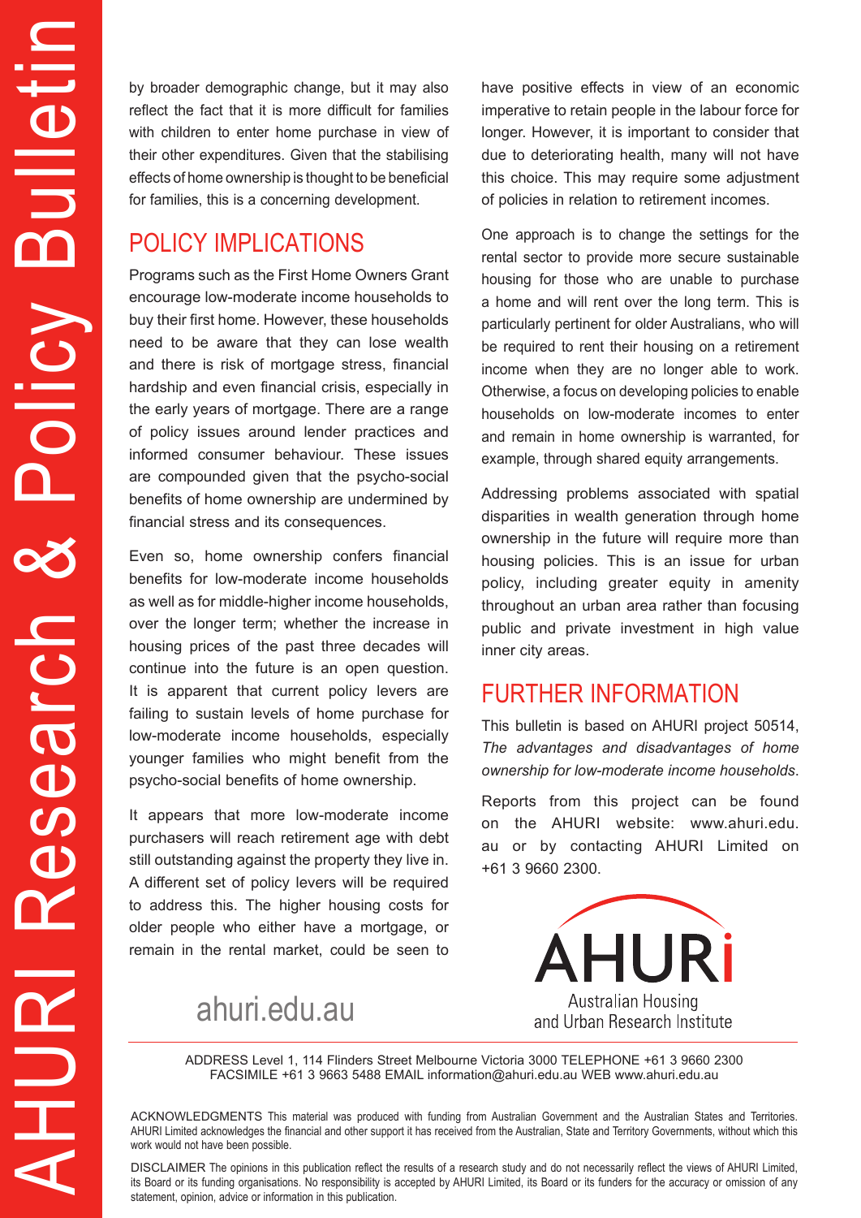by broader demographic change, but it may also reflect the fact that it is more difficult for families with children to enter home purchase in view of their other expenditures. Given that the stabilising effects of home ownership is thought to be beneficial for families, this is a concerning development.

## POLICY IMPLICATIONS

Programs such as the First Home Owners Grant encourage low-moderate income households to buy their first home. However, these households need to be aware that they can lose wealth and there is risk of mortgage stress, financial hardship and even financial crisis, especially in the early years of mortgage. There are a range of policy issues around lender practices and informed consumer behaviour. These issues are compounded given that the psycho-social benefits of home ownership are undermined by financial stress and its consequences.

Even so, home ownership confers financial benefits for low-moderate income households as well as for middle-higher income households, over the longer term; whether the increase in housing prices of the past three decades will continue into the future is an open question. It is apparent that current policy levers are failing to sustain levels of home purchase for low-moderate income households, especially younger families who might benefit from the psycho-social benefits of home ownership.

It appears that more low-moderate income purchasers will reach retirement age with debt still outstanding against the property they live in. A different set of policy levers will be required to address this. The higher housing costs for older people who either have a mortgage, or remain in the rental market, could be seen to have positive effects in view of an economic imperative to retain people in the labour force for longer. However, it is important to consider that due to deteriorating health, many will not have this choice. This may require some adjustment of policies in relation to retirement incomes.

One approach is to change the settings for the rental sector to provide more secure sustainable housing for those who are unable to purchase a home and will rent over the long term. This is particularly pertinent for older Australians, who will be required to rent their housing on a retirement income when they are no longer able to work. Otherwise, a focus on developing policies to enable households on low-moderate incomes to enter and remain in home ownership is warranted, for example, through shared equity arrangements.

Addressing problems associated with spatial disparities in wealth generation through home ownership in the future will require more than housing policies. This is an issue for urban policy, including greater equity in amenity throughout an urban area rather than focusing public and private investment in high value inner city areas.

## FURTHER INFORMATION

This bulletin is based on AHURI project 50514, *The advantages and disadvantages of home ownership for low-moderate income households*.

Reports from this project can be found on the AHURI website: www.ahuri.edu.au or by contacting AHURI Limited on +61 3 9660 2300.

ahuri.edu.au

AHURI
Australian Housing and Urban Research Institute

ADDRESS Level 1, 114 Flinders Street Melbourne Victoria 3000 TELEPHONE +61 3 9660 2300 FACSIMILE +61 3 9663 5488 EMAIL information@ahuri.edu.au WEB www.ahuri.edu.au

ACKNOWLEDGMENTS This material was produced with funding from Australian Government and the Australian States and Territories. AHURI Limited acknowledges the financial and other support it has received from the Australian, State and Territory Governments, without which this work would not have been possible.

DISCLAIMER The opinions in this publication reflect the results of a research study and do not necessarily reflect the views of AHURI Limited, its Board or its funding organisations. No responsibility is accepted by AHURI Limited, its Board or its funders for the accuracy or omission of any statement, opinion, advice or information in this publication.